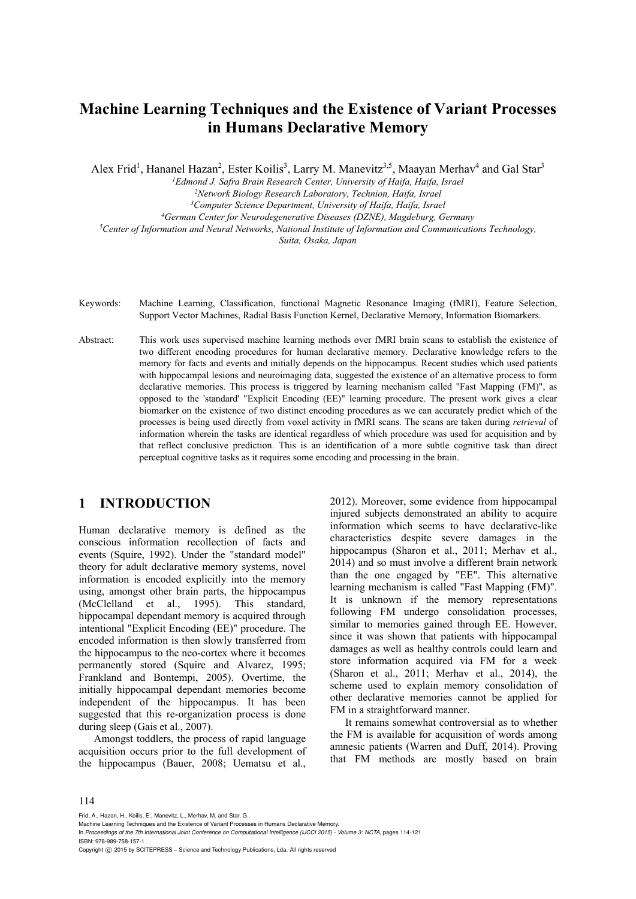# Machine Learning Techniques and the Existence of Variant Processes in Humans Declarative Memory

Alex Frid[1], Hananel Hazan[2], Ester Koilis[3], Larry M. Manevitz[3,5], Maayan Merhav[4] and Gal Star[3]

[1]Edmond J. Safra Brain Research Center, University of Haifa, Haifa, Israel
[2]Network Biology Research Laboratory, Technion, Haifa, Israel
[3]Computer Science Department, University of Haifa, Haifa, Israel
[4]German Center for Neurodegenerative Diseases (DZNE), Magdeburg, Germany
[5]Center of Information and Neural Networks, National Institute of Information and Communications Technology, Suita, Osaka, Japan

Keywords: Machine Learning, Classification, functional Magnetic Resonance Imaging (fMRI), Feature Selection, Support Vector Machines, Radial Basis Function Kernel, Declarative Memory, Information Biomarkers.

Abstract: This work uses supervised machine learning methods over fMRI brain scans to establish the existence of two different encoding procedures for human declarative memory. Declarative knowledge refers to the memory for facts and events and initially depends on the hippocampus. Recent studies which used patients with hippocampal lesions and neuroimaging data, suggested the existence of an alternative process to form declarative memories. This process is triggered by learning mechanism called "Fast Mapping (FM)", as opposed to the 'standard' "Explicit Encoding (EE)" learning procedure. The present work gives a clear biomarker on the existence of two distinct encoding procedures as we can accurately predict which of the processes is being used directly from voxel activity in fMRI scans. The scans are taken during *retrieval* of information wherein the tasks are identical regardless of which procedure was used for acquisition and by that reflect conclusive prediction. This is an identification of a more subtle cognitive task than direct perceptual cognitive tasks as it requires some encoding and processing in the brain.

## 1 INTRODUCTION

Human declarative memory is defined as the conscious information recollection of facts and events (Squire, 1992). Under the "standard model" theory for adult declarative memory systems, novel information is encoded explicitly into the memory using, amongst other brain parts, the hippocampus (McClelland et al., 1995). This standard, hippocampal dependant memory is acquired through intentional "Explicit Encoding (EE)" procedure. The encoded information is then slowly transferred from the hippocampus to the neo-cortex where it becomes permanently stored (Squire and Alvarez, 1995; Frankland and Bontempi, 2005). Overtime, the initially hippocampal dependant memories become independent of the hippocampus. It has been suggested that this re-organization process is done during sleep (Gais et al., 2007).

Amongst toddlers, the process of rapid language acquisition occurs prior to the full development of the hippocampus (Bauer, 2008; Uematsu et al., 2012). Moreover, some evidence from hippocampal injured subjects demonstrated an ability to acquire information which seems to have declarative-like characteristics despite severe damages in the hippocampus (Sharon et al., 2011; Merhav et al., 2014) and so must involve a different brain network than the one engaged by "EE". This alternative learning mechanism is called "Fast Mapping (FM)". It is unknown if the memory representations following FM undergo consolidation processes, similar to memories gained through EE. However, since it was shown that patients with hippocampal damages as well as healthy controls could learn and store information acquired via FM for a week (Sharon et al., 2011; Merhav et al., 2014), the scheme used to explain memory consolidation of other declarative memories cannot be applied for FM in a straightforward manner.

It remains somewhat controversial as to whether the FM is available for acquisition of words among amnesic patients (Warren and Duff, 2014). Proving that FM methods are mostly based on brain

Frid, A., Hazan, H., Koilis, E., Manevitz, L., Merhav, M. and Star, G..
Machine Learning Techniques and the Existence of Variant Processes in Humans Declarative Memory.
In *Proceedings of the 7th International Joint Conference on Computational Intelligence (IJCCI 2015) - Volume 3: NCTA*, pages 114-121
ISBN: 978-989-758-157-1
Copyright © 2015 by SCITEPRESS – Science and Technology Publications, Lda. All rights reserved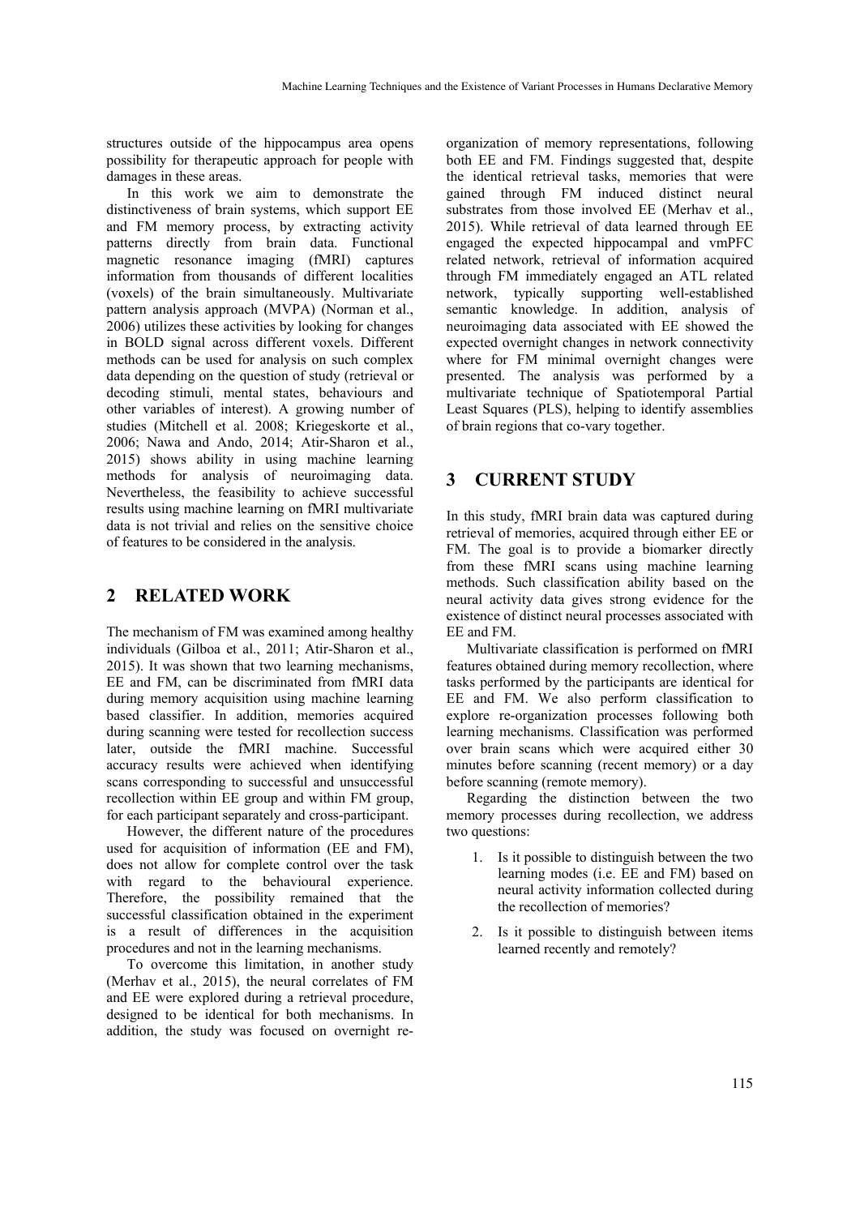structures outside of the hippocampus area opens possibility for therapeutic approach for people with damages in these areas.

In this work we aim to demonstrate the distinctiveness of brain systems, which support EE and FM memory process, by extracting activity patterns directly from brain data. Functional magnetic resonance imaging (fMRI) captures information from thousands of different localities (voxels) of the brain simultaneously. Multivariate pattern analysis approach (MVPA) (Norman et al., 2006) utilizes these activities by looking for changes in BOLD signal across different voxels. Different methods can be used for analysis on such complex data depending on the question of study (retrieval or decoding stimuli, mental states, behaviours and other variables of interest). A growing number of studies (Mitchell et al. 2008; Kriegeskorte et al., 2006; Nawa and Ando, 2014; Atir-Sharon et al., 2015) shows ability in using machine learning methods for analysis of neuroimaging data. Nevertheless, the feasibility to achieve successful results using machine learning on fMRI multivariate data is not trivial and relies on the sensitive choice of features to be considered in the analysis.

## 2 RELATED WORK

The mechanism of FM was examined among healthy individuals (Gilboa et al., 2011; Atir-Sharon et al., 2015). It was shown that two learning mechanisms, EE and FM, can be discriminated from fMRI data during memory acquisition using machine learning based classifier. In addition, memories acquired during scanning were tested for recollection success later, outside the fMRI machine. Successful accuracy results were achieved when identifying scans corresponding to successful and unsuccessful recollection within EE group and within FM group, for each participant separately and cross-participant.

However, the different nature of the procedures used for acquisition of information (EE and FM), does not allow for complete control over the task with regard to the behavioural experience. Therefore, the possibility remained that the successful classification obtained in the experiment is a result of differences in the acquisition procedures and not in the learning mechanisms.

To overcome this limitation, in another study (Merhav et al., 2015), the neural correlates of FM and EE were explored during a retrieval procedure, designed to be identical for both mechanisms. In addition, the study was focused on overnight re-organization of memory representations, following both EE and FM. Findings suggested that, despite the identical retrieval tasks, memories that were gained through FM induced distinct neural substrates from those involved EE (Merhav et al., 2015). While retrieval of data learned through EE engaged the expected hippocampal and vmPFC related network, retrieval of information acquired through FM immediately engaged an ATL related network, typically supporting well-established semantic knowledge. In addition, analysis of neuroimaging data associated with EE showed the expected overnight changes in network connectivity where for FM minimal overnight changes were presented. The analysis was performed by a multivariate technique of Spatiotemporal Partial Least Squares (PLS), helping to identify assemblies of brain regions that co-vary together.

## 3 CURRENT STUDY

In this study, fMRI brain data was captured during retrieval of memories, acquired through either EE or FM. The goal is to provide a biomarker directly from these fMRI scans using machine learning methods. Such classification ability based on the neural activity data gives strong evidence for the existence of distinct neural processes associated with EE and FM.

Multivariate classification is performed on fMRI features obtained during memory recollection, where tasks performed by the participants are identical for EE and FM. We also perform classification to explore re-organization processes following both learning mechanisms. Classification was performed over brain scans which were acquired either 30 minutes before scanning (recent memory) or a day before scanning (remote memory).

Regarding the distinction between the two memory processes during recollection, we address two questions:

1. Is it possible to distinguish between the two learning modes (i.e. EE and FM) based on neural activity information collected during the recollection of memories?
2. Is it possible to distinguish between items learned recently and remotely?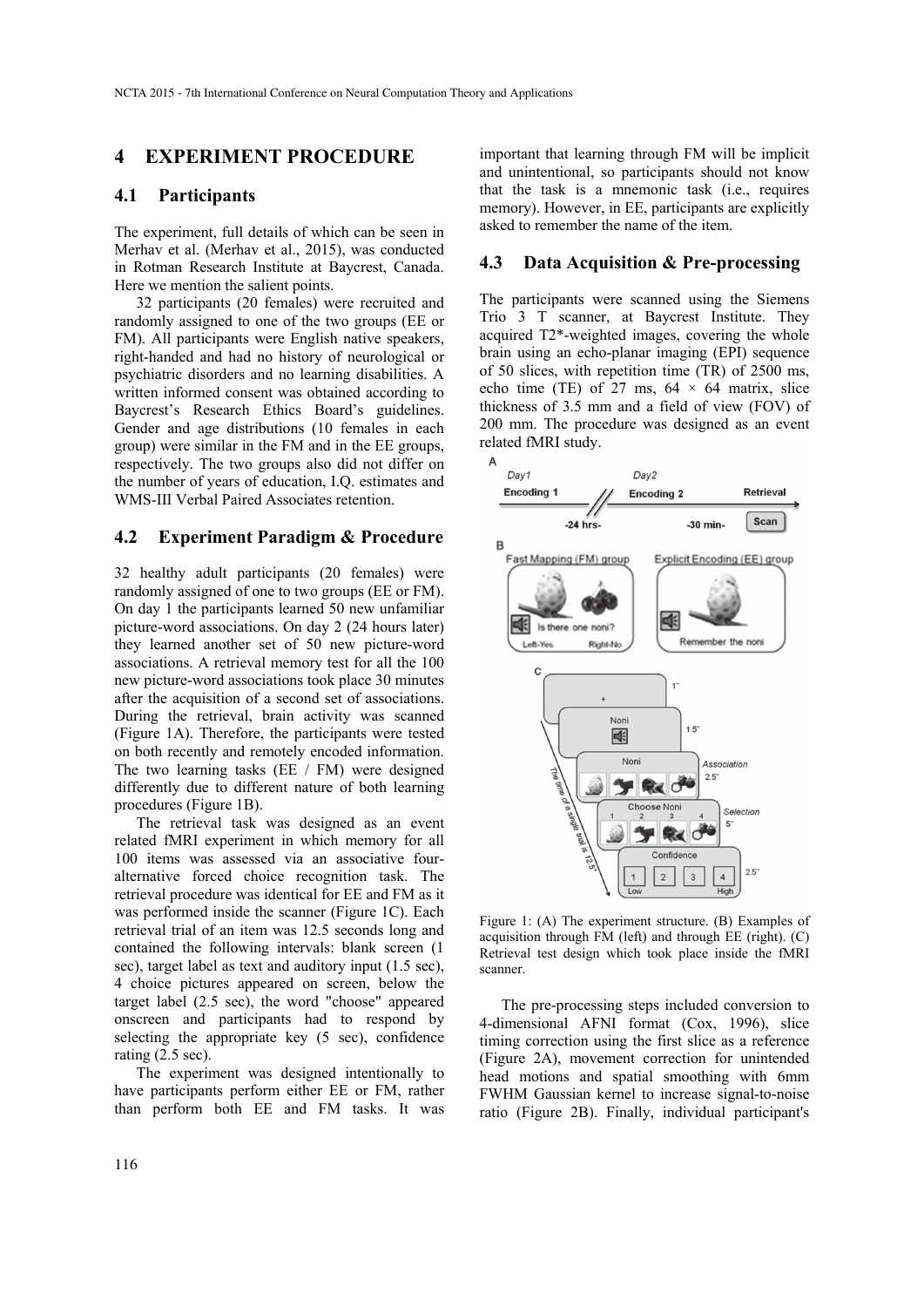## 4 EXPERIMENT PROCEDURE

### 4.1 Participants

The experiment, full details of which can be seen in Merhav et al. (Merhav et al., 2015), was conducted in Rotman Research Institute at Baycrest, Canada. Here we mention the salient points.

32 participants (20 females) were recruited and randomly assigned to one of the two groups (EE or FM). All participants were English native speakers, right-handed and had no history of neurological or psychiatric disorders and no learning disabilities. A written informed consent was obtained according to Baycrest's Research Ethics Board's guidelines. Gender and age distributions (10 females in each group) were similar in the FM and in the EE groups, respectively. The two groups also did not differ on the number of years of education, I.Q. estimates and WMS-III Verbal Paired Associates retention.

### 4.2 Experiment Paradigm & Procedure

32 healthy adult participants (20 females) were randomly assigned of one to two groups (EE or FM). On day 1 the participants learned 50 new unfamiliar picture-word associations. On day 2 (24 hours later) they learned another set of 50 new picture-word associations. A retrieval memory test for all the 100 new picture-word associations took place 30 minutes after the acquisition of a second set of associations. During the retrieval, brain activity was scanned (Figure 1A). Therefore, the participants were tested on both recently and remotely encoded information. The two learning tasks (EE / FM) were designed differently due to different nature of both learning procedures (Figure 1B).

The retrieval task was designed as an event related fMRI experiment in which memory for all 100 items was assessed via an associative four-alternative forced choice recognition task. The retrieval procedure was identical for EE and FM as it was performed inside the scanner (Figure 1C). Each retrieval trial of an item was 12.5 seconds long and contained the following intervals: blank screen (1 sec), target label as text and auditory input (1.5 sec), 4 choice pictures appeared on screen, below the target label (2.5 sec), the word "choose" appeared onscreen and participants had to respond by selecting the appropriate key (5 sec), confidence rating (2.5 sec).

The experiment was designed intentionally to have participants perform either EE or FM, rather than perform both EE and FM tasks. It was important that learning through FM will be implicit and unintentional, so participants should not know that the task is a mnemonic task (i.e., requires memory). However, in EE, participants are explicitly asked to remember the name of the item.

### 4.3 Data Acquisition & Pre-processing

The participants were scanned using the Siemens Trio 3 T scanner, at Baycrest Institute. They acquired T2*-weighted images, covering the whole brain using an echo-planar imaging (EPI) sequence of 50 slices, with repetition time (TR) of 2500 ms, echo time (TE) of 27 ms, $64 \times 64$ matrix, slice thickness of 3.5 mm and a field of view (FOV) of 200 mm. The procedure was designed as an event related fMRI study.

Figure 1: (A) The experiment structure. (B) Examples of acquisition through FM (left) and through EE (right). (C) Retrieval test design which took place inside the fMRI scanner.

The pre-processing steps included conversion to 4-dimensional AFNI format (Cox, 1996), slice timing correction using the first slice as a reference (Figure 2A), movement correction for unintended head motions and spatial smoothing with 6mm FWHM Gaussian kernel to increase signal-to-noise ratio (Figure 2B). Finally, individual participant's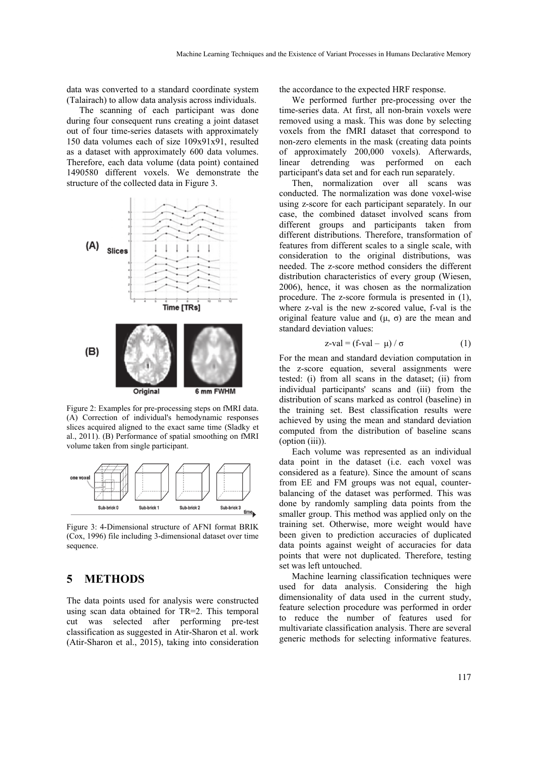data was converted to a standard coordinate system (Talairach) to allow data analysis across individuals.

The scanning of each participant was done during four consequent runs creating a joint dataset out of four time-series datasets with approximately 150 data volumes each of size 109x91x91, resulted as a dataset with approximately 600 data volumes. Therefore, each data volume (data point) contained 1490580 different voxels. We demonstrate the structure of the collected data in Figure 3.

Figure 2: Examples for pre-processing steps on fMRI data. (A) Correction of individual's hemodynamic responses slices acquired aligned to the exact same time (Sladky et al., 2011). (B) Performance of spatial smoothing on fMRI volume taken from single participant.

Figure 3: 4-Dimensional structure of AFNI format BRIK (Cox, 1996) file including 3-dimensional dataset over time sequence.

## 5 METHODS

The data points used for analysis were constructed using scan data obtained for TR=2. This temporal cut was selected after performing pre-test classification as suggested in Atir-Sharon et al. work (Atir-Sharon et al., 2015), taking into consideration the accordance to the expected HRF response.

We performed further pre-processing over the time-series data. At first, all non-brain voxels were removed using a mask. This was done by selecting voxels from the fMRI dataset that correspond to non-zero elements in the mask (creating data points of approximately 200,000 voxels). Afterwards, linear detrending was performed on each participant's data set and for each run separately.

Then, normalization over all scans was conducted. The normalization was done voxel-wise using z-score for each participant separately. In our case, the combined dataset involved scans from different groups and participants taken from different distributions. Therefore, transformation of features from different scales to a single scale, with consideration to the original distributions, was needed. The z-score method considers the different distribution characteristics of every group (Wiesen, 2006), hence, it was chosen as the normalization procedure. The z-score formula is presented in (1), where z-val is the new z-scored value, f-val is the original feature value and ($\mu$, $\sigma$) are the mean and standard deviation values:

$$\text{z-val} = (\text{f-val} - \mu) / \sigma \qquad (1)$$

For the mean and standard deviation computation in the z-score equation, several assignments were tested: (i) from all scans in the dataset; (ii) from individual participants' scans and (iii) from the distribution of scans marked as control (baseline) in the training set. Best classification results were achieved by using the mean and standard deviation computed from the distribution of baseline scans (option (iii)).

Each volume was represented as an individual data point in the dataset (i.e. each voxel was considered as a feature). Since the amount of scans from EE and FM groups was not equal, counter-balancing of the dataset was performed. This was done by randomly sampling data points from the smaller group. This method was applied only on the training set. Otherwise, more weight would have been given to prediction accuracies of duplicated data points against weight of accuracies for data points that were not duplicated. Therefore, testing set was left untouched.

Machine learning classification techniques were used for data analysis. Considering the high dimensionality of data used in the current study, feature selection procedure was performed in order to reduce the number of features used for multivariate classification analysis. There are several generic methods for selecting informative features.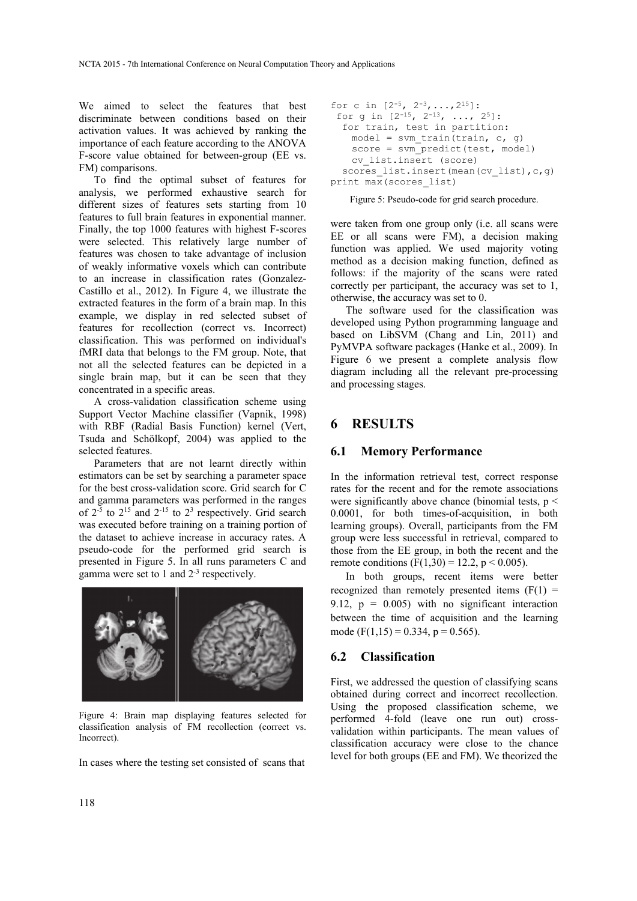We aimed to select the features that best discriminate between conditions based on their activation values. It was achieved by ranking the importance of each feature according to the ANOVA F-score value obtained for between-group (EE vs. FM) comparisons.

To find the optimal subset of features for analysis, we performed exhaustive search for different sizes of features sets starting from 10 features to full brain features in exponential manner. Finally, the top 1000 features with highest F-scores were selected. This relatively large number of features was chosen to take advantage of inclusion of weakly informative voxels which can contribute to an increase in classification rates (Gonzalez-Castillo et al., 2012). In Figure 4, we illustrate the extracted features in the form of a brain map. In this example, we display in red selected subset of features for recollection (correct vs. Incorrect) classification. This was performed on individual's fMRI data that belongs to the FM group. Note, that not all the selected features can be depicted in a single brain map, but it can be seen that they concentrated in a specific areas.

A cross-validation classification scheme using Support Vector Machine classifier (Vapnik, 1998) with RBF (Radial Basis Function) kernel (Vert, Tsuda and Schölkopf, 2004) was applied to the selected features.

Parameters that are not learnt directly within estimators can be set by searching a parameter space for the best cross-validation score. Grid search for C and gamma parameters was performed in the ranges of $2^{-5}$ to $2^{15}$ and $2^{-15}$ to $2^{3}$ respectively. Grid search was executed before training on a training portion of the dataset to achieve increase in accuracy rates. A pseudo-code for the performed grid search is presented in Figure 5. In all runs parameters C and gamma were set to 1 and $2^{-3}$ respectively.

Figure 4: Brain map displaying features selected for classification analysis of FM recollection (correct vs. Incorrect).

In cases where the testing set consisted of scans that were taken from one group only (i.e. all scans were EE or all scans were FM), a decision making function was applied. We used majority voting method as a decision making function, defined as follows: if the majority of the scans were rated correctly per participant, the accuracy was set to 1, otherwise, the accuracy was set to 0.

```
for c in [2^-5, 2^-3,...,2^15]:
 for g in [2^-15, 2^-13, ..., 2^5]:
  for train, test in partition:
   model = svm_train(train, c, g)
   score = svm_predict(test, model)
   cv_list.insert (score)
  scores_list.insert(mean(cv_list),c,g)
print max(scores_list)
```

Figure 5: Pseudo-code for grid search procedure.

The software used for the classification was developed using Python programming language and based on LibSVM (Chang and Lin, 2011) and PyMVPA software packages (Hanke et al., 2009). In Figure 6 we present a complete analysis flow diagram including all the relevant pre-processing and processing stages.

# 6 RESULTS

## 6.1 Memory Performance

In the information retrieval test, correct response rates for the recent and for the remote associations were significantly above chance (binomial tests, $p < 0.0001$, for both times-of-acquisition, in both learning groups). Overall, participants from the FM group were less successful in retrieval, compared to those from the EE group, in both the recent and the remote conditions ($F(1,30) = 12.2$, $p < 0.005$).

In both groups, recent items were better recognized than remotely presented items ($F(1) = 9.12$, $p = 0.005$) with no significant interaction between the time of acquisition and the learning mode ($F(1,15) = 0.334$, $p = 0.565$).

## 6.2 Classification

First, we addressed the question of classifying scans obtained during correct and incorrect recollection. Using the proposed classification scheme, we performed 4-fold (leave one run out) cross-validation within participants. The mean values of classification accuracy were close to the chance level for both groups (EE and FM). We theorized the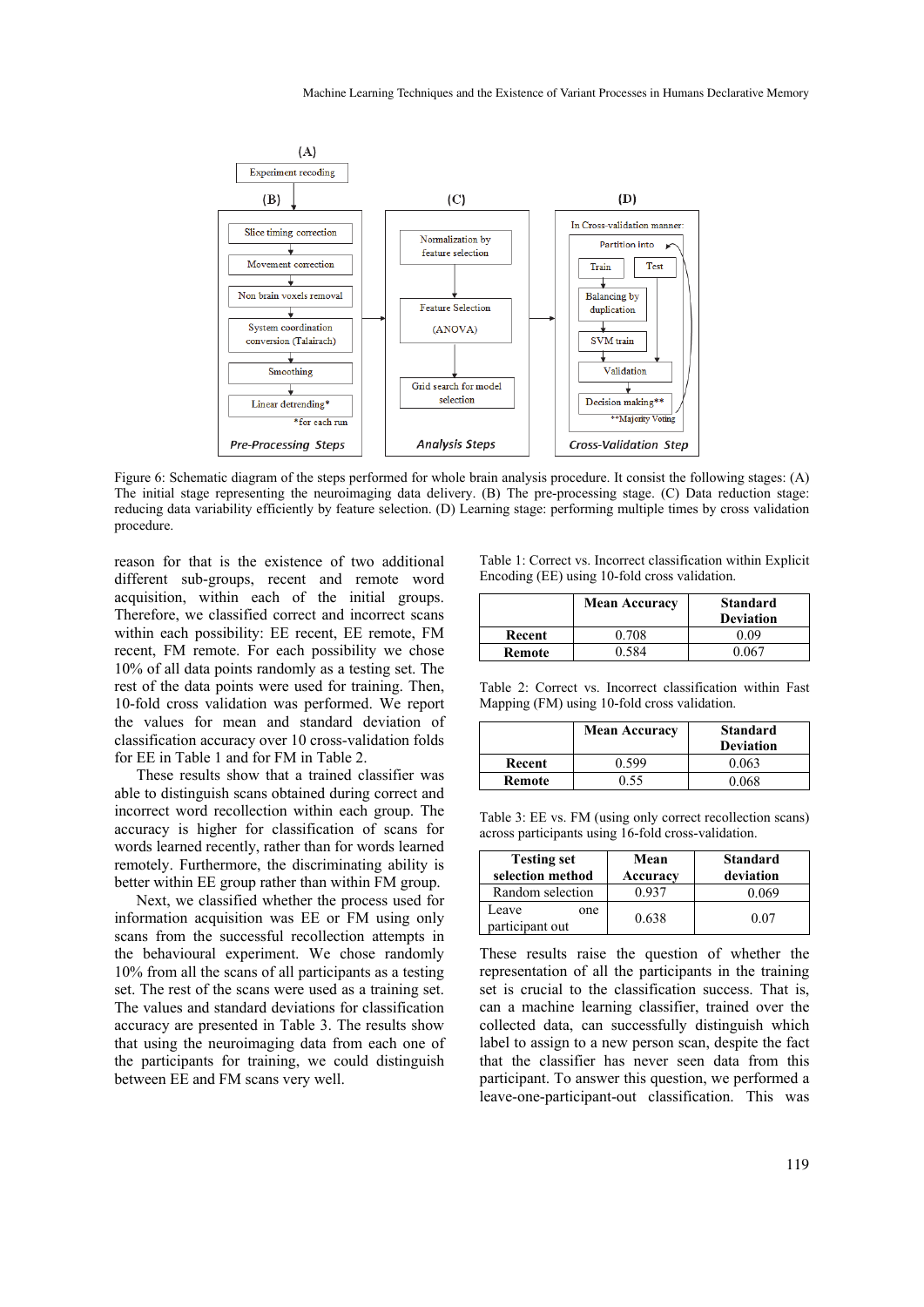Figure 6: Schematic diagram of the steps performed for whole brain analysis procedure. It consist the following stages: (A) The initial stage representing the neuroimaging data delivery. (B) The pre-processing stage. (C) Data reduction stage: reducing data variability efficiently by feature selection. (D) Learning stage: performing multiple times by cross validation procedure.

reason for that is the existence of two additional different sub-groups, recent and remote word acquisition, within each of the initial groups. Therefore, we classified correct and incorrect scans within each possibility: EE recent, EE remote, FM recent, FM remote. For each possibility we chose 10% of all data points randomly as a testing set. The rest of the data points were used for training. Then, 10-fold cross validation was performed. We report the values for mean and standard deviation of classification accuracy over 10 cross-validation folds for EE in Table 1 and for FM in Table 2.

These results show that a trained classifier was able to distinguish scans obtained during correct and incorrect word recollection within each group. The accuracy is higher for classification of scans for words learned recently, rather than for words learned remotely. Furthermore, the discriminating ability is better within EE group rather than within FM group.

Next, we classified whether the process used for information acquisition was EE or FM using only scans from the successful recollection attempts in the behavioural experiment. We chose randomly 10% from all the scans of all participants as a testing set. The rest of the scans were used as a training set. The values and standard deviations for classification accuracy are presented in Table 3. The results show that using the neuroimaging data from each one of the participants for training, we could distinguish between EE and FM scans very well.

Table 1: Correct vs. Incorrect classification within Explicit Encoding (EE) using 10-fold cross validation.

| | Mean Accuracy | Standard Deviation |
|---|---|---|
| **Recent** | 0.708 | 0.09 |
| **Remote** | 0.584 | 0.067 |

Table 2: Correct vs. Incorrect classification within Fast Mapping (FM) using 10-fold cross validation.

| | Mean Accuracy | Standard Deviation |
|---|---|---|
| **Recent** | 0.599 | 0.063 |
| **Remote** | 0.55 | 0.068 |

Table 3: EE vs. FM (using only correct recollection scans) across participants using 16-fold cross-validation.

| Testing set selection method | Mean Accuracy | Standard deviation |
|---|---|---|
| Random selection | 0.937 | 0.069 |
| Leave one participant out | 0.638 | 0.07 |

These results raise the question of whether the representation of all the participants in the training set is crucial to the classification success. That is, can a machine learning classifier, trained over the collected data, can successfully distinguish which label to assign to a new person scan, despite the fact that the classifier has never seen data from this participant. To answer this question, we performed a leave-one-participant-out classification. This was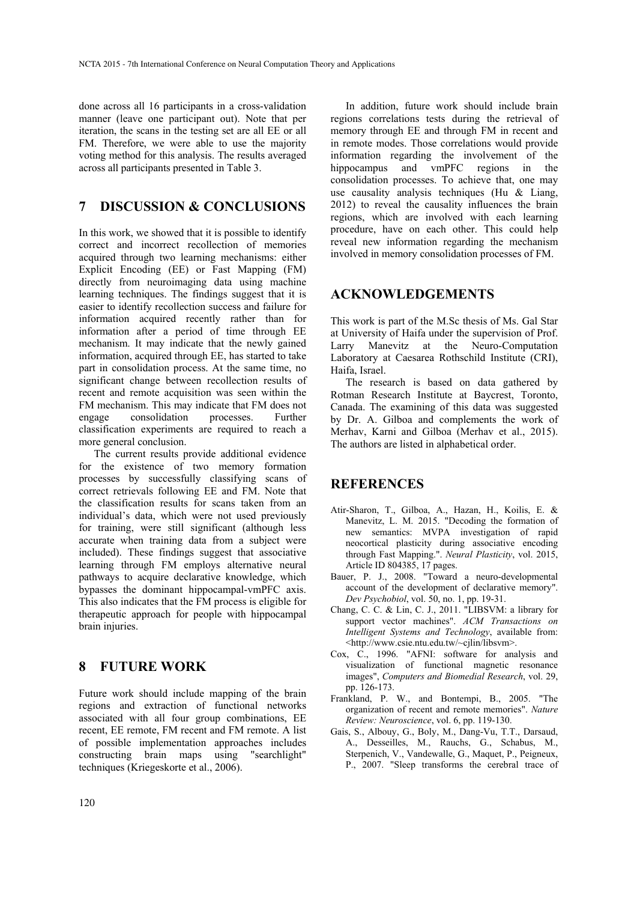done across all 16 participants in a cross-validation manner (leave one participant out). Note that per iteration, the scans in the testing set are all EE or all FM. Therefore, we were able to use the majority voting method for this analysis. The results averaged across all participants presented in Table 3.

## 7 DISCUSSION & CONCLUSIONS

In this work, we showed that it is possible to identify correct and incorrect recollection of memories acquired through two learning mechanisms: either Explicit Encoding (EE) or Fast Mapping (FM) directly from neuroimaging data using machine learning techniques. The findings suggest that it is easier to identify recollection success and failure for information acquired recently rather than for information after a period of time through EE mechanism. It may indicate that the newly gained information, acquired through EE, has started to take part in consolidation process. At the same time, no significant change between recollection results of recent and remote acquisition was seen within the FM mechanism. This may indicate that FM does not engage consolidation processes. Further classification experiments are required to reach a more general conclusion.

The current results provide additional evidence for the existence of two memory formation processes by successfully classifying scans of correct retrievals following EE and FM. Note that the classification results for scans taken from an individual's data, which were not used previously for training, were still significant (although less accurate when training data from a subject were included). These findings suggest that associative learning through FM employs alternative neural pathways to acquire declarative knowledge, which bypasses the dominant hippocampal-vmPFC axis. This also indicates that the FM process is eligible for therapeutic approach for people with hippocampal brain injuries.

## 8 FUTURE WORK

Future work should include mapping of the brain regions and extraction of functional networks associated with all four group combinations, EE recent, EE remote, FM recent and FM remote. A list of possible implementation approaches includes constructing brain maps using "searchlight" techniques (Kriegeskorte et al., 2006).

In addition, future work should include brain regions correlations tests during the retrieval of memory through EE and through FM in recent and in remote modes. Those correlations would provide information regarding the involvement of the hippocampus and vmPFC regions in the consolidation processes. To achieve that, one may use causality analysis techniques (Hu & Liang, 2012) to reveal the causality influences the brain regions, which are involved with each learning procedure, have on each other. This could help reveal new information regarding the mechanism involved in memory consolidation processes of FM.

## ACKNOWLEDGEMENTS

This work is part of the M.Sc thesis of Ms. Gal Star at University of Haifa under the supervision of Prof. Larry Manevitz at the Neuro-Computation Laboratory at Caesarea Rothschild Institute (CRI), Haifa, Israel.

The research is based on data gathered by Rotman Research Institute at Baycrest, Toronto, Canada. The examining of this data was suggested by Dr. A. Gilboa and complements the work of Merhav, Karni and Gilboa (Merhav et al., 2015). The authors are listed in alphabetical order.

## REFERENCES

Atir-Sharon, T., Gilboa, A., Hazan, H., Koilis, E. & Manevitz, L. M. 2015. "Decoding the formation of new semantics: MVPA investigation of rapid neocortical plasticity during associative encoding through Fast Mapping.". *Neural Plasticity*, vol. 2015, Article ID 804385, 17 pages.

Bauer, P. J., 2008. "Toward a neuro-developmental account of the development of declarative memory". *Dev Psychobiol*, vol. 50, no. 1, pp. 19-31.

Chang, C. C. & Lin, C. J., 2011. "LIBSVM: a library for support vector machines". *ACM Transactions on Intelligent Systems and Technology*, available from: <http://www.csie.ntu.edu.tw/~cjlin/libsvm>.

Cox, C., 1996. "AFNI: software for analysis and visualization of functional magnetic resonance images", *Computers and Biomedial Research*, vol. 29, pp. 126-173.

Frankland, P. W., and Bontempi, B., 2005. "The organization of recent and remote memories". *Nature Review: Neuroscience*, vol. 6, pp. 119-130.

Gais, S., Albouy, G., Boly, M., Dang-Vu, T.T., Darsaud, A., Desseilles, M., Rauchs, G., Schabus, M., Sterpenich, V., Vandewalle, G., Maquet, P., Peigneux, P., 2007. "Sleep transforms the cerebral trace of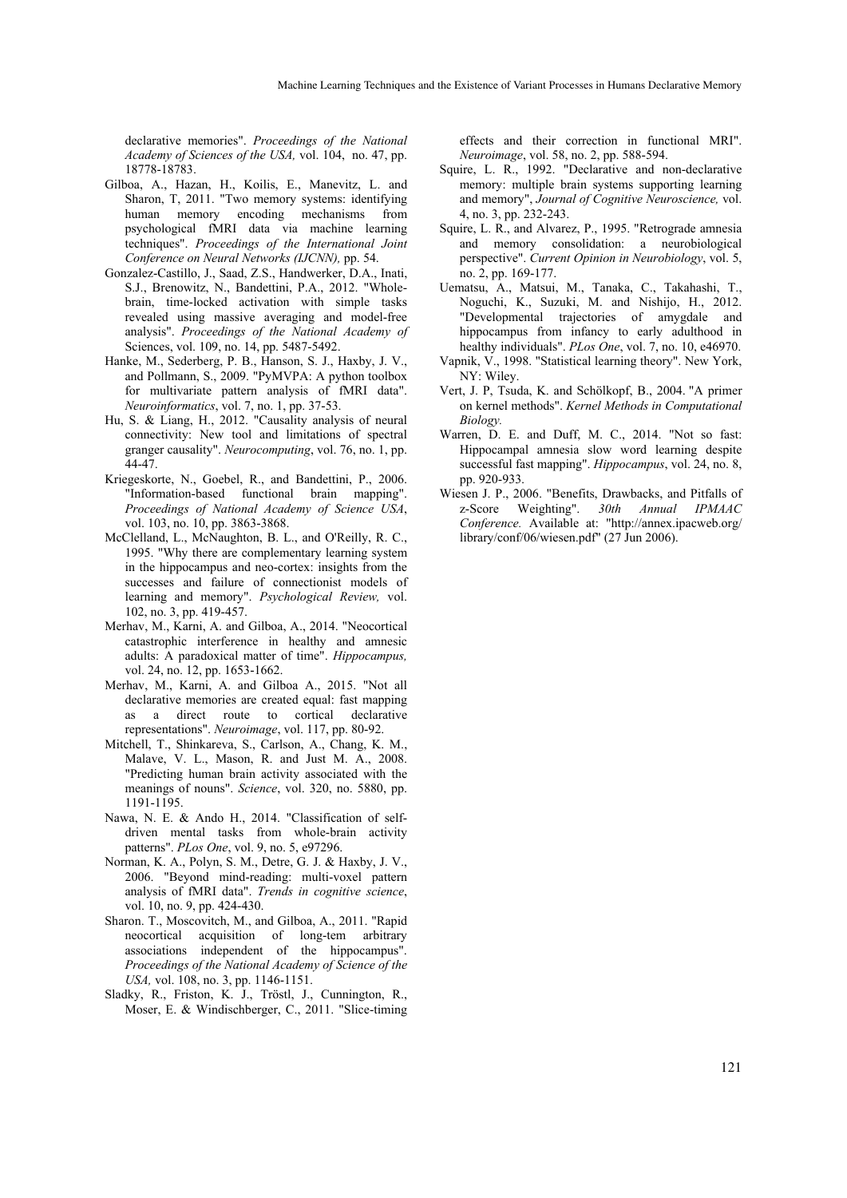declarative memories". *Proceedings of the National Academy of Sciences of the USA,* vol. 104, no. 47, pp. 18778-18783.

Gilboa, A., Hazan, H., Koilis, E., Manevitz, L. and Sharon, T, 2011. "Two memory systems: identifying human memory encoding mechanisms from psychological fMRI data via machine learning techniques". *Proceedings of the International Joint Conference on Neural Networks (IJCNN),* pp. 54.

Gonzalez-Castillo, J., Saad, Z.S., Handwerker, D.A., Inati, S.J., Brenowitz, N., Bandettini, P.A., 2012. "Whole-brain, time-locked activation with simple tasks revealed using massive averaging and model-free analysis". *Proceedings of the National Academy of* Sciences, vol. 109, no. 14, pp. 5487-5492.

Hanke, M., Sederberg, P. B., Hanson, S. J., Haxby, J. V., and Pollmann, S., 2009. "PyMVPA: A python toolbox for multivariate pattern analysis of fMRI data". *Neuroinformatics*, vol. 7, no. 1, pp. 37-53.

Hu, S. & Liang, H., 2012. "Causality analysis of neural connectivity: New tool and limitations of spectral granger causality". *Neurocomputing*, vol. 76, no. 1, pp. 44-47.

Kriegeskorte, N., Goebel, R., and Bandettini, P., 2006. "Information-based functional brain mapping". *Proceedings of National Academy of Science USA*, vol. 103, no. 10, pp. 3863-3868.

McClelland, L., McNaughton, B. L., and O'Reilly, R. C., 1995. "Why there are complementary learning system in the hippocampus and neo-cortex: insights from the successes and failure of connectionist models of learning and memory". *Psychological Review,* vol. 102, no. 3, pp. 419-457.

Merhav, M., Karni, A. and Gilboa, A., 2014. "Neocortical catastrophic interference in healthy and amnesic adults: A paradoxical matter of time". *Hippocampus,* vol. 24, no. 12, pp. 1653-1662.

Merhav, M., Karni, A. and Gilboa A., 2015. "Not all declarative memories are created equal: fast mapping as a direct route to cortical declarative representations". *Neuroimage*, vol. 117, pp. 80-92.

Mitchell, T., Shinkareva, S., Carlson, A., Chang, K. M., Malave, V. L., Mason, R. and Just M. A., 2008. "Predicting human brain activity associated with the meanings of nouns". *Science*, vol. 320, no. 5880, pp. 1191-1195.

Nawa, N. E. & Ando H., 2014. "Classification of self-driven mental tasks from whole-brain activity patterns". *PLos One*, vol. 9, no. 5, e97296.

Norman, K. A., Polyn, S. M., Detre, G. J. & Haxby, J. V., 2006. "Beyond mind-reading: multi-voxel pattern analysis of fMRI data". *Trends in cognitive science*, vol. 10, no. 9, pp. 424-430.

Sharon. T., Moscovitch, M., and Gilboa, A., 2011. "Rapid neocortical acquisition of long-tem arbitrary associations independent of the hippocampus". *Proceedings of the National Academy of Science of the USA,* vol. 108, no. 3, pp. 1146-1151.

Sladky, R., Friston, K. J., Tröstl, J., Cunnington, R., Moser, E. & Windischberger, C., 2011. "Slice-timing effects and their correction in functional MRI". *Neuroimage*, vol. 58, no. 2, pp. 588-594.

Squire, L. R., 1992. "Declarative and non-declarative memory: multiple brain systems supporting learning and memory", *Journal of Cognitive Neuroscience,* vol. 4, no. 3, pp. 232-243.

Squire, L. R., and Alvarez, P., 1995. "Retrograde amnesia and memory consolidation: a neurobiological perspective". *Current Opinion in Neurobiology*, vol. 5, no. 2, pp. 169-177.

Uematsu, A., Matsui, M., Tanaka, C., Takahashi, T., Noguchi, K., Suzuki, M. and Nishijo, H., 2012. "Developmental trajectories of amygdale and hippocampus from infancy to early adulthood in healthy individuals". *PLos One*, vol. 7, no. 10, e46970.

Vapnik, V., 1998. "Statistical learning theory". New York, NY: Wiley.

Vert, J. P, Tsuda, K. and Schölkopf, B., 2004. "A primer on kernel methods". *Kernel Methods in Computational Biology.*

Warren, D. E. and Duff, M. C., 2014. "Not so fast: Hippocampal amnesia slow word learning despite successful fast mapping". *Hippocampus*, vol. 24, no. 8, pp. 920-933.

Wiesen J. P., 2006. "Benefits, Drawbacks, and Pitfalls of z-Score Weighting". *30th Annual IPMAAC Conference.* Available at: "http://annex.ipacweb.org/library/conf/06/wiesen.pdf" (27 Jun 2006).